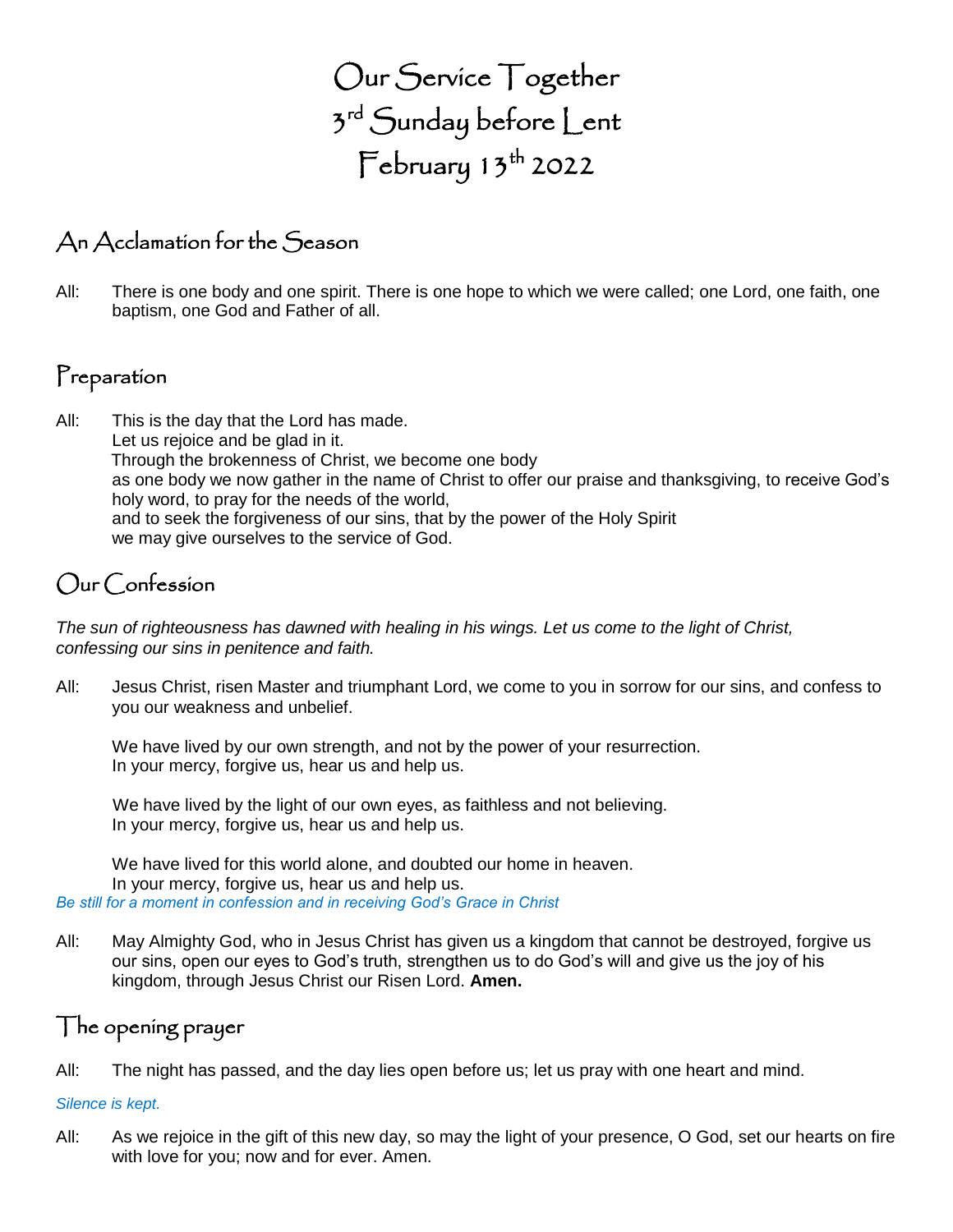# Our Service Together
# 3rd Sunday before Lent
# February 13th 2022

## An Acclamation for the Season

All: There is one body and one spirit. There is one hope to which we were called; one Lord, one faith, one baptism, one God and Father of all.

## Preparation

All: This is the day that the Lord has made.
Let us rejoice and be glad in it.
Through the brokenness of Christ, we become one body
as one body we now gather in the name of Christ to offer our praise and thanksgiving, to receive God's holy word, to pray for the needs of the world,
and to seek the forgiveness of our sins, that by the power of the Holy Spirit
we may give ourselves to the service of God.

## Our Confession

*The sun of righteousness has dawned with healing in his wings. Let us come to the light of Christ, confessing our sins in penitence and faith.*

All: Jesus Christ, risen Master and triumphant Lord, we come to you in sorrow for our sins, and confess to you our weakness and unbelief.

We have lived by our own strength, and not by the power of your resurrection.
In your mercy, forgive us, hear us and help us.

We have lived by the light of our own eyes, as faithless and not believing.
In your mercy, forgive us, hear us and help us.

We have lived for this world alone, and doubted our home in heaven.
In your mercy, forgive us, hear us and help us.

*Be still for a moment in confession and in receiving God's Grace in Christ*

All: May Almighty God, who in Jesus Christ has given us a kingdom that cannot be destroyed, forgive us our sins, open our eyes to God's truth, strengthen us to do God's will and give us the joy of his kingdom, through Jesus Christ our Risen Lord. **Amen.**

## The opening prayer

All: The night has passed, and the day lies open before us; let us pray with one heart and mind.

*Silence is kept.*

All: As we rejoice in the gift of this new day, so may the light of your presence, O God, set our hearts on fire with love for you; now and for ever. Amen.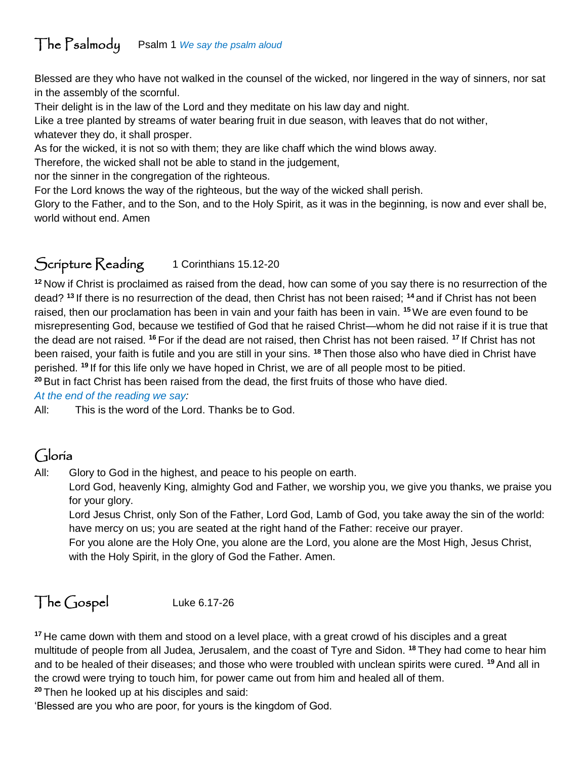## The Psalmody

Psalm 1 *We say the psalm aloud*

Blessed are they who have not walked in the counsel of the wicked, nor lingered in the way of sinners, nor sat in the assembly of the scornful.
Their delight is in the law of the Lord and they meditate on his law day and night.
Like a tree planted by streams of water bearing fruit in due season, with leaves that do not wither,
whatever they do, it shall prosper.
As for the wicked, it is not so with them; they are like chaff which the wind blows away.
Therefore, the wicked shall not be able to stand in the judgement,
nor the sinner in the congregation of the righteous.
For the Lord knows the way of the righteous, but the way of the wicked shall perish.
Glory to the Father, and to the Son, and to the Holy Spirit, as it was in the beginning, is now and ever shall be, world without end. Amen

## Scripture Reading

1 Corinthians 15.12-20

[12] Now if Christ is proclaimed as raised from the dead, how can some of you say there is no resurrection of the dead? [13] If there is no resurrection of the dead, then Christ has not been raised; [14] and if Christ has not been raised, then our proclamation has been in vain and your faith has been in vain. [15] We are even found to be misrepresenting God, because we testified of God that he raised Christ—whom he did not raise if it is true that the dead are not raised. [16] For if the dead are not raised, then Christ has not been raised. [17] If Christ has not been raised, your faith is futile and you are still in your sins. [18] Then those also who have died in Christ have perished. [19] If for this life only we have hoped in Christ, we are of all people most to be pitied.
[20] But in fact Christ has been raised from the dead, the first fruits of those who have died.

*At the end of the reading we say:*

All: This is the word of the Lord. Thanks be to God.

## Gloria

All: Glory to God in the highest, and peace to his people on earth.
Lord God, heavenly King, almighty God and Father, we worship you, we give you thanks, we praise you for your glory.
Lord Jesus Christ, only Son of the Father, Lord God, Lamb of God, you take away the sin of the world: have mercy on us; you are seated at the right hand of the Father: receive our prayer.
For you alone are the Holy One, you alone are the Lord, you alone are the Most High, Jesus Christ, with the Holy Spirit, in the glory of God the Father. Amen.

## The Gospel

Luke 6.17-26

[17] He came down with them and stood on a level place, with a great crowd of his disciples and a great multitude of people from all Judea, Jerusalem, and the coast of Tyre and Sidon. [18] They had come to hear him and to be healed of their diseases; and those who were troubled with unclean spirits were cured. [19] And all in the crowd were trying to touch him, for power came out from him and healed all of them.
[20] Then he looked up at his disciples and said:
'Blessed are you who are poor, for yours is the kingdom of God.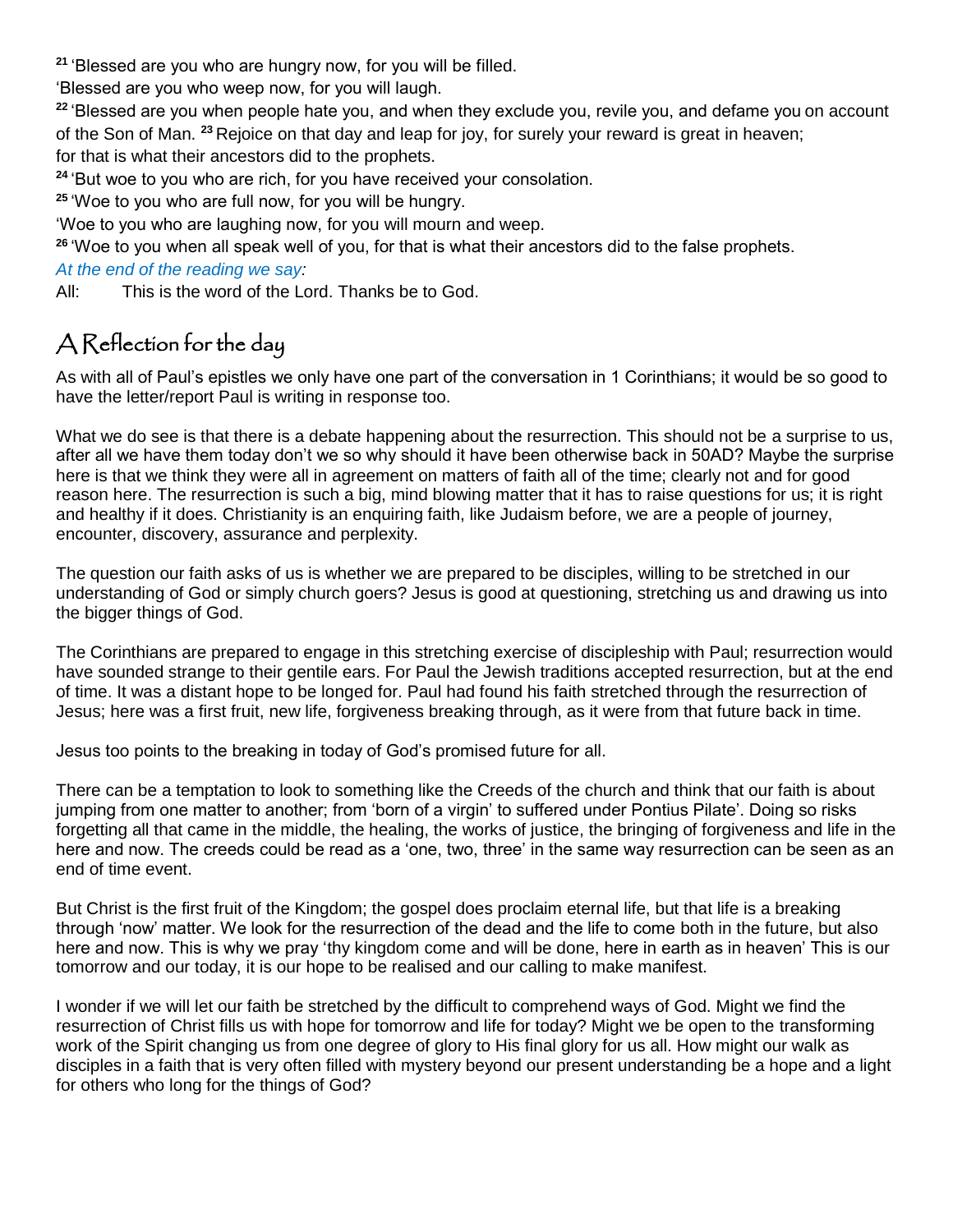[21] 'Blessed are you who are hungry now, for you will be filled.
'Blessed are you who weep now, for you will laugh.
[22] 'Blessed are you when people hate you, and when they exclude you, revile you, and defame you on account of the Son of Man. [23] Rejoice on that day and leap for joy, for surely your reward is great in heaven; for that is what their ancestors did to the prophets.
[24] 'But woe to you who are rich, for you have received your consolation.
[25] 'Woe to you who are full now, for you will be hungry.
'Woe to you who are laughing now, for you will mourn and weep.
[26] 'Woe to you when all speak well of you, for that is what their ancestors did to the false prophets.

*At the end of the reading we say:*

All: This is the word of the Lord. Thanks be to God.

## A Reflection for the day

As with all of Paul's epistles we only have one part of the conversation in 1 Corinthians; it would be so good to have the letter/report Paul is writing in response too.

What we do see is that there is a debate happening about the resurrection. This should not be a surprise to us, after all we have them today don't we so why should it have been otherwise back in 50AD? Maybe the surprise here is that we think they were all in agreement on matters of faith all of the time; clearly not and for good reason here. The resurrection is such a big, mind blowing matter that it has to raise questions for us; it is right and healthy if it does. Christianity is an enquiring faith, like Judaism before, we are a people of journey, encounter, discovery, assurance and perplexity.

The question our faith asks of us is whether we are prepared to be disciples, willing to be stretched in our understanding of God or simply church goers? Jesus is good at questioning, stretching us and drawing us into the bigger things of God.

The Corinthians are prepared to engage in this stretching exercise of discipleship with Paul; resurrection would have sounded strange to their gentile ears. For Paul the Jewish traditions accepted resurrection, but at the end of time. It was a distant hope to be longed for. Paul had found his faith stretched through the resurrection of Jesus; here was a first fruit, new life, forgiveness breaking through, as it were from that future back in time.

Jesus too points to the breaking in today of God's promised future for all.

There can be a temptation to look to something like the Creeds of the church and think that our faith is about jumping from one matter to another; from 'born of a virgin' to suffered under Pontius Pilate'. Doing so risks forgetting all that came in the middle, the healing, the works of justice, the bringing of forgiveness and life in the here and now. The creeds could be read as a 'one, two, three' in the same way resurrection can be seen as an end of time event.

But Christ is the first fruit of the Kingdom; the gospel does proclaim eternal life, but that life is a breaking through 'now' matter. We look for the resurrection of the dead and the life to come both in the future, but also here and now. This is why we pray 'thy kingdom come and will be done, here in earth as in heaven' This is our tomorrow and our today, it is our hope to be realised and our calling to make manifest.

I wonder if we will let our faith be stretched by the difficult to comprehend ways of God. Might we find the resurrection of Christ fills us with hope for tomorrow and life for today? Might we be open to the transforming work of the Spirit changing us from one degree of glory to His final glory for us all. How might our walk as disciples in a faith that is very often filled with mystery beyond our present understanding be a hope and a light for others who long for the things of God?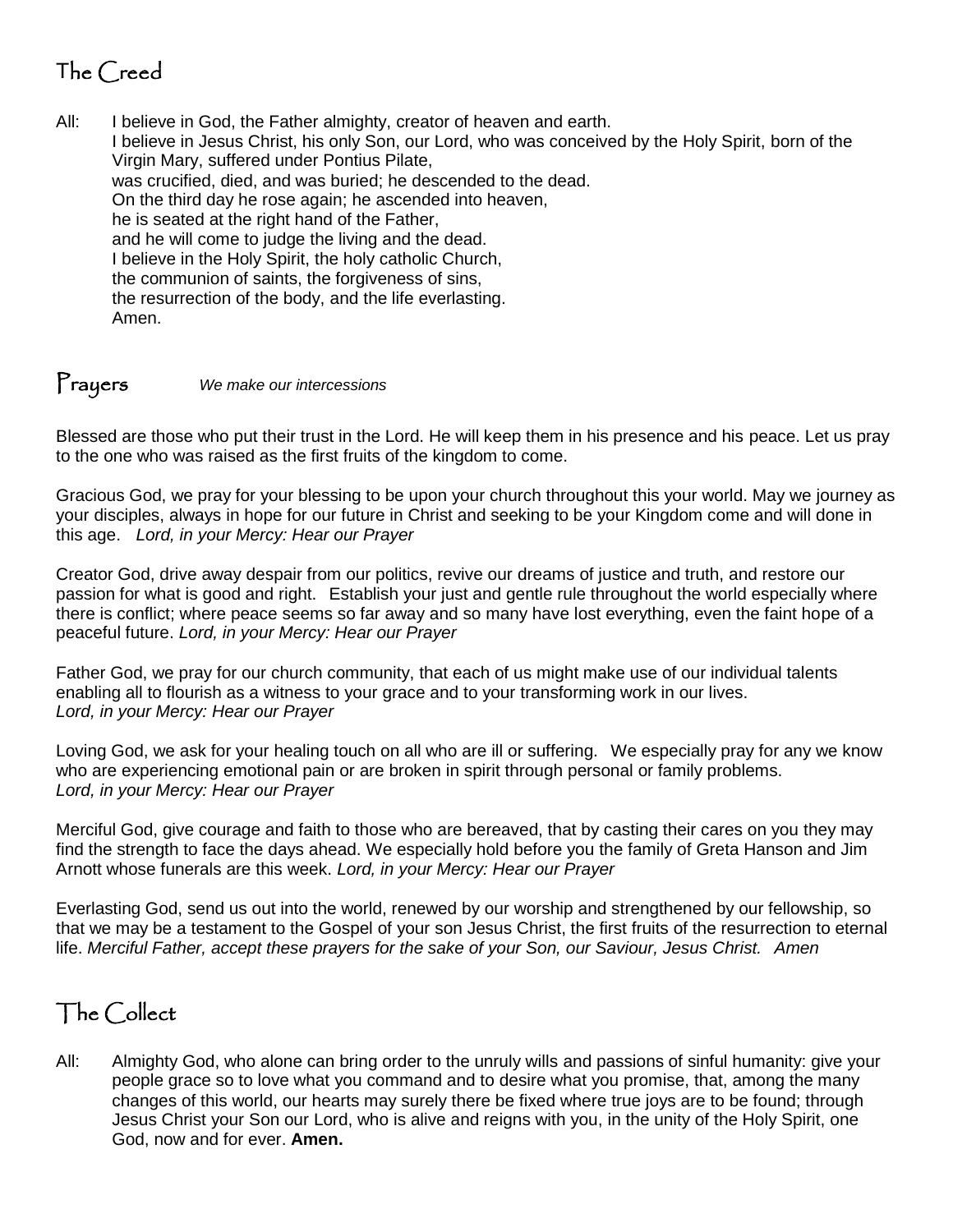## The Creed

All: I believe in God, the Father almighty, creator of heaven and earth.
I believe in Jesus Christ, his only Son, our Lord, who was conceived by the Holy Spirit, born of the Virgin Mary, suffered under Pontius Pilate,
was crucified, died, and was buried; he descended to the dead.
On the third day he rose again; he ascended into heaven,
he is seated at the right hand of the Father,
and he will come to judge the living and the dead.
I believe in the Holy Spirit, the holy catholic Church,
the communion of saints, the forgiveness of sins,
the resurrection of the body, and the life everlasting.
Amen.

## Prayers *We make our intercessions*

Blessed are those who put their trust in the Lord. He will keep them in his presence and his peace. Let us pray to the one who was raised as the first fruits of the kingdom to come.

Gracious God, we pray for your blessing to be upon your church throughout this your world. May we journey as your disciples, always in hope for our future in Christ and seeking to be your Kingdom come and will done in this age. *Lord, in your Mercy: Hear our Prayer*

Creator God, drive away despair from our politics, revive our dreams of justice and truth, and restore our passion for what is good and right. Establish your just and gentle rule throughout the world especially where there is conflict; where peace seems so far away and so many have lost everything, even the faint hope of a peaceful future. *Lord, in your Mercy: Hear our Prayer*

Father God, we pray for our church community, that each of us might make use of our individual talents enabling all to flourish as a witness to your grace and to your transforming work in our lives.
*Lord, in your Mercy: Hear our Prayer*

Loving God, we ask for your healing touch on all who are ill or suffering. We especially pray for any we know who are experiencing emotional pain or are broken in spirit through personal or family problems.
*Lord, in your Mercy: Hear our Prayer*

Merciful God, give courage and faith to those who are bereaved, that by casting their cares on you they may find the strength to face the days ahead. We especially hold before you the family of Greta Hanson and Jim Arnott whose funerals are this week. *Lord, in your Mercy: Hear our Prayer*

Everlasting God, send us out into the world, renewed by our worship and strengthened by our fellowship, so that we may be a testament to the Gospel of your son Jesus Christ, the first fruits of the resurrection to eternal life. *Merciful Father, accept these prayers for the sake of your Son, our Saviour, Jesus Christ. Amen*

## The Collect

All: Almighty God, who alone can bring order to the unruly wills and passions of sinful humanity: give your people grace so to love what you command and to desire what you promise, that, among the many changes of this world, our hearts may surely there be fixed where true joys are to be found; through Jesus Christ your Son our Lord, who is alive and reigns with you, in the unity of the Holy Spirit, one God, now and for ever. **Amen.**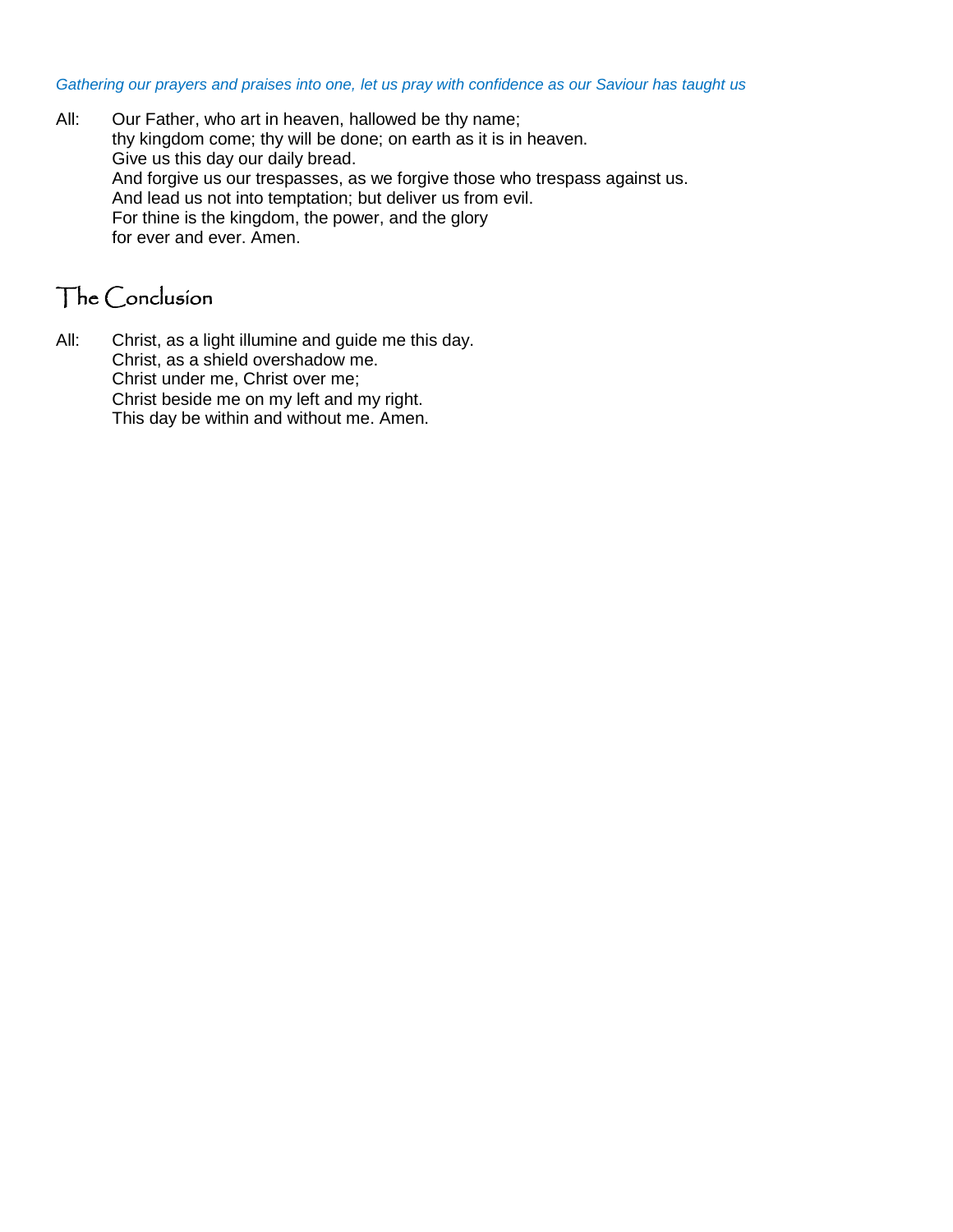*Gathering our prayers and praises into one, let us pray with confidence as our Saviour has taught us*

All: Our Father, who art in heaven, hallowed be thy name;
thy kingdom come; thy will be done; on earth as it is in heaven.
Give us this day our daily bread.
And forgive us our trespasses, as we forgive those who trespass against us.
And lead us not into temptation; but deliver us from evil.
For thine is the kingdom, the power, and the glory
for ever and ever. Amen.

## The Conclusion

All: Christ, as a light illumine and guide me this day.
Christ, as a shield overshadow me.
Christ under me, Christ over me;
Christ beside me on my left and my right.
This day be within and without me. Amen.